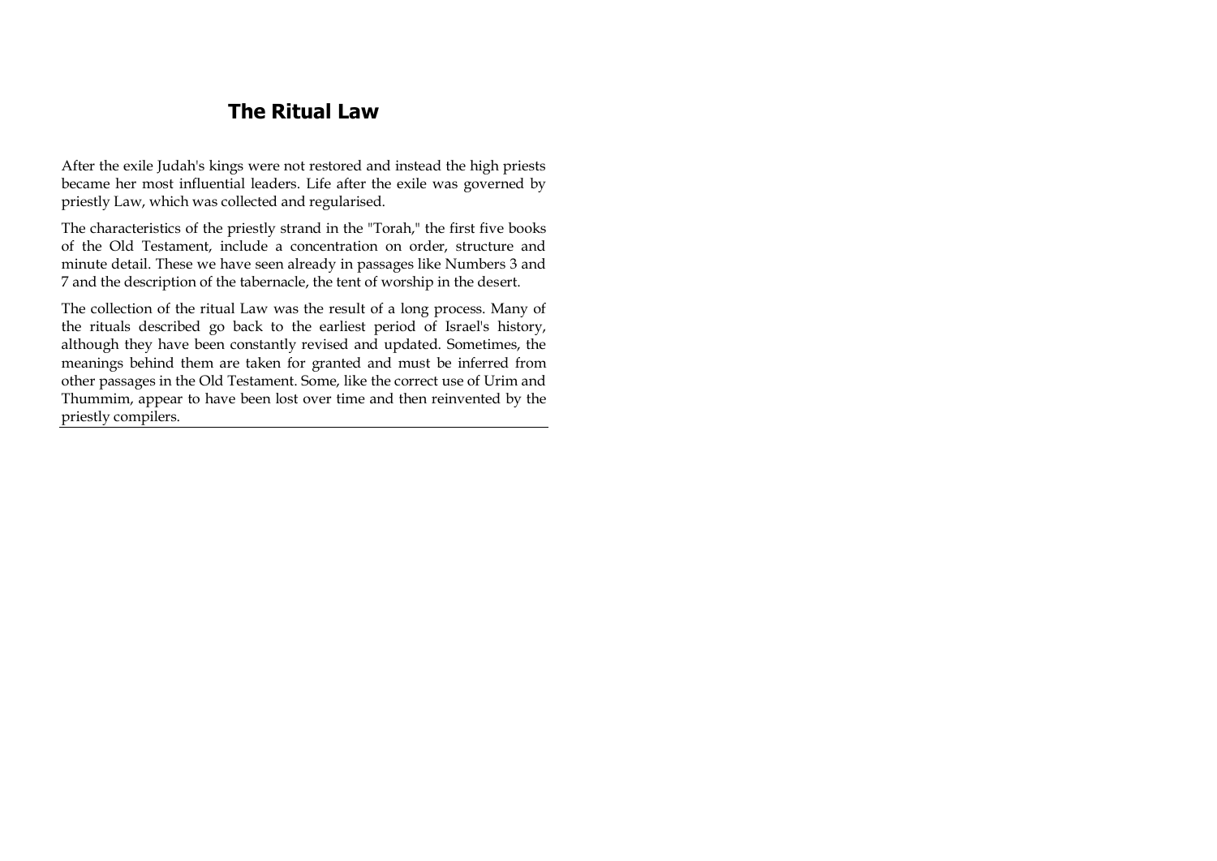# The Ritual Law

After the exile Judah's kings were not restored and instead the high priests became her most influential leaders. Life after the exile was governed by priestly Law, which was collected and regularised.

The characteristics of the priestly strand in the "Torah," the first five books of the Old Testament, include a concentration on order, structure and minute detail. These we have seen already in passages like Numbers 3 and 7 and the description of the tabernacle, the tent of worship in the desert.

The collection of the ritual Law was the result of a long process. Many of the rituals described go back to the earliest period of Israel's history, although they have been constantly revised and updated. Sometimes, the meanings behind them are taken for granted and must be inferred from other passages in the Old Testament. Some, like the correct use of Urim and Thummim, appear to have been lost over time and then reinvented by the priestly compilers.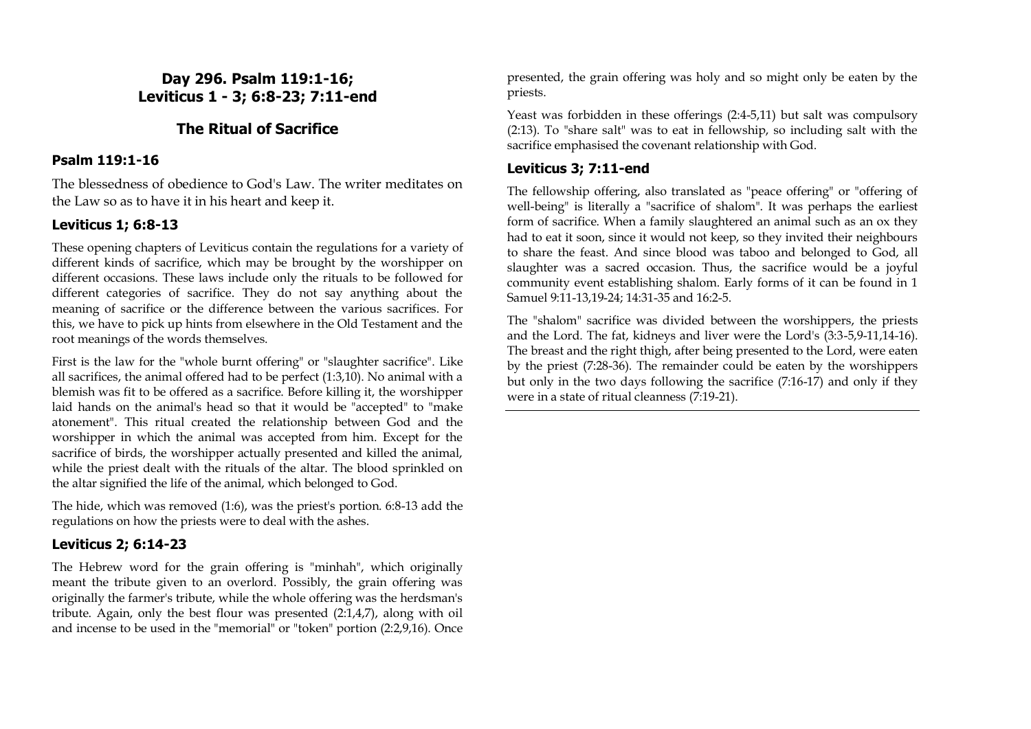## Day 296. Psalm 119:1-16; Leviticus 1 - 3; 6:8-23; 7:11-end

## The Ritual of Sacrifice

### Psalm 119:1-16

The blessedness of obedience to God's Law. The writer meditates on the Law so as to have it in his heart and keep it.

### Leviticus 1; 6:8-13

These opening chapters of Leviticus contain the regulations for a variety of different kinds of sacrifice, which may be brought by the worshipper on different occasions. These laws include only the rituals to be followed for different categories of sacrifice. They do not say anything about the meaning of sacrifice or the difference between the various sacrifices. For this, we have to pick up hints from elsewhere in the Old Testament and the root meanings of the words themselves.

First is the law for the "whole burnt offering" or "slaughter sacrifice". Like all sacrifices, the animal offered had to be perfect (1:3,10). No animal with a blemish was fit to be offered as a sacrifice. Before killing it, the worshipper laid hands on the animal's head so that it would be "accepted" to "make atonement". This ritual created the relationship between God and the worshipper in which the animal was accepted from him. Except for the sacrifice of birds, the worshipper actually presented and killed the animal, while the priest dealt with the rituals of the altar. The blood sprinkled on the altar signified the life of the animal, which belonged to God.

The hide, which was removed (1:6), was the priest's portion. 6:8-13 add the regulations on how the priests were to deal with the ashes.

### Leviticus 2; 6:14-23

The Hebrew word for the grain offering is "minhah", which originally meant the tribute given to an overlord. Possibly, the grain offering was originally the farmer's tribute, while the whole offering was the herdsman's tribute. Again, only the best flour was presented (2:1,4,7), along with oil and incense to be used in the "memorial" or "token" portion (2:2,9,16). Once presented, the grain offering was holy and so might only be eaten by the priests.

Yeast was forbidden in these offerings (2:4-5,11) but salt was compulsory (2:13). To "share salt" was to eat in fellowship, so including salt with the sacrifice emphasised the covenant relationship with God.

### Leviticus 3; 7:11-end

The fellowship offering, also translated as "peace offering" or "offering of well-being" is literally a "sacrifice of shalom". It was perhaps the earliest form of sacrifice. When a family slaughtered an animal such as an ox they had to eat it soon, since it would not keep, so they invited their neighbours to share the feast. And since blood was taboo and belonged to God, all slaughter was a sacred occasion. Thus, the sacrifice would be a joyful community event establishing shalom. Early forms of it can be found in 1 Samuel 9:11-13,19-24; 14:31-35 and 16:2-5.

The "shalom" sacrifice was divided between the worshippers, the priests and the Lord. The fat, kidneys and liver were the Lord's (3:3-5,9-11,14-16). The breast and the right thigh, after being presented to the Lord, were eaten by the priest (7:28-36). The remainder could be eaten by the worshippers but only in the two days following the sacrifice (7:16-17) and only if they were in a state of ritual cleanness (7:19-21).

---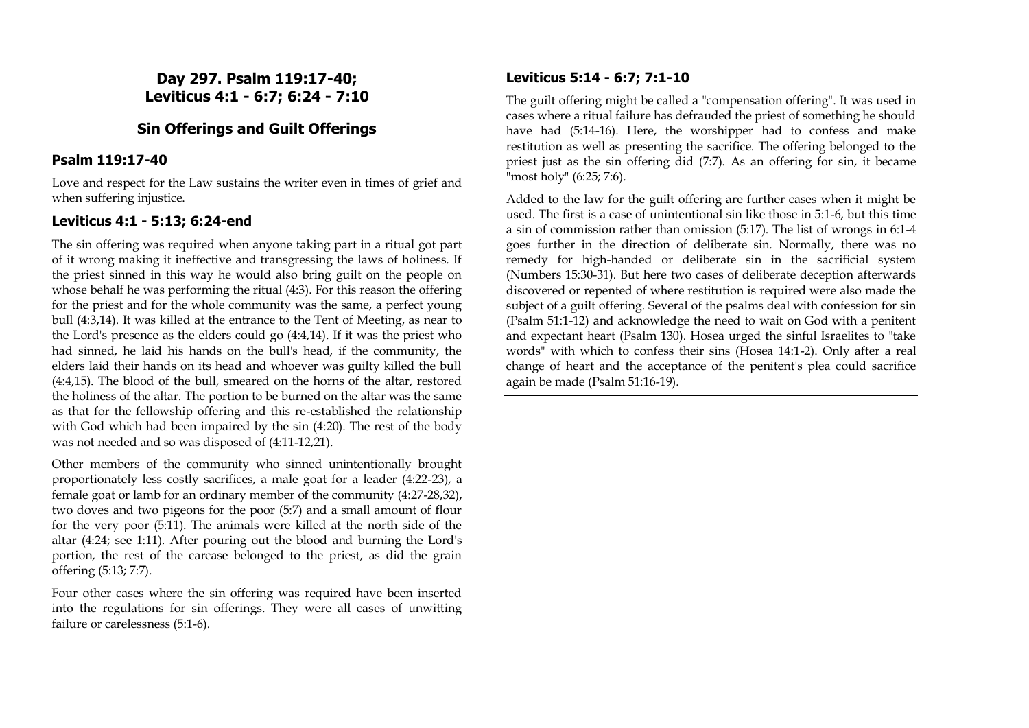## Day 297. Psalm 119:17-40; Leviticus 4:1 - 6:7; 6:24 - 7:10

## Sin Offerings and Guilt Offerings

### Psalm 119:17-40

Love and respect for the Law sustains the writer even in times of grief and when suffering injustice.

### Leviticus 4:1 - 5:13; 6:24-end

The sin offering was required when anyone taking part in a ritual got part of it wrong making it ineffective and transgressing the laws of holiness. If the priest sinned in this way he would also bring guilt on the people on whose behalf he was performing the ritual (4:3). For this reason the offering for the priest and for the whole community was the same, a perfect young bull (4:3,14). It was killed at the entrance to the Tent of Meeting, as near to the Lord's presence as the elders could go (4:4,14). If it was the priest who had sinned, he laid his hands on the bull's head, if the community, the elders laid their hands on its head and whoever was guilty killed the bull (4:4,15). The blood of the bull, smeared on the horns of the altar, restored the holiness of the altar. The portion to be burned on the altar was the same as that for the fellowship offering and this re-established the relationship with God which had been impaired by the sin (4:20). The rest of the body was not needed and so was disposed of (4:11-12,21).

Other members of the community who sinned unintentionally brought proportionately less costly sacrifices, a male goat for a leader (4:22-23), a female goat or lamb for an ordinary member of the community (4:27-28,32), two doves and two pigeons for the poor (5:7) and a small amount of flour for the very poor (5:11). The animals were killed at the north side of the altar (4:24; see 1:11). After pouring out the blood and burning the Lord's portion, the rest of the carcase belonged to the priest, as did the grain offering (5:13; 7:7).

Four other cases where the sin offering was required have been inserted into the regulations for sin offerings. They were all cases of unwitting failure or carelessness (5:1-6).

### Leviticus 5:14 - 6:7; 7:1-10

The guilt offering might be called a "compensation offering". It was used in cases where a ritual failure has defrauded the priest of something he should have had (5:14-16). Here, the worshipper had to confess and make restitution as well as presenting the sacrifice. The offering belonged to the priest just as the sin offering did (7:7). As an offering for sin, it became "most holy" (6:25; 7:6).

Added to the law for the guilt offering are further cases when it might be used. The first is a case of unintentional sin like those in 5:1-6, but this time a sin of commission rather than omission (5:17). The list of wrongs in 6:1-4 goes further in the direction of deliberate sin. Normally, there was no remedy for high-handed or deliberate sin in the sacrificial system (Numbers 15:30-31). But here two cases of deliberate deception afterwards discovered or repented of where restitution is required were also made the subject of a guilt offering. Several of the psalms deal with confession for sin (Psalm 51:1-12) and acknowledge the need to wait on God with a penitent and expectant heart (Psalm 130). Hosea urged the sinful Israelites to "take words" with which to confess their sins (Hosea 14:1-2). Only after a real change of heart and the acceptance of the penitent's plea could sacrifice again be made (Psalm 51:16-19).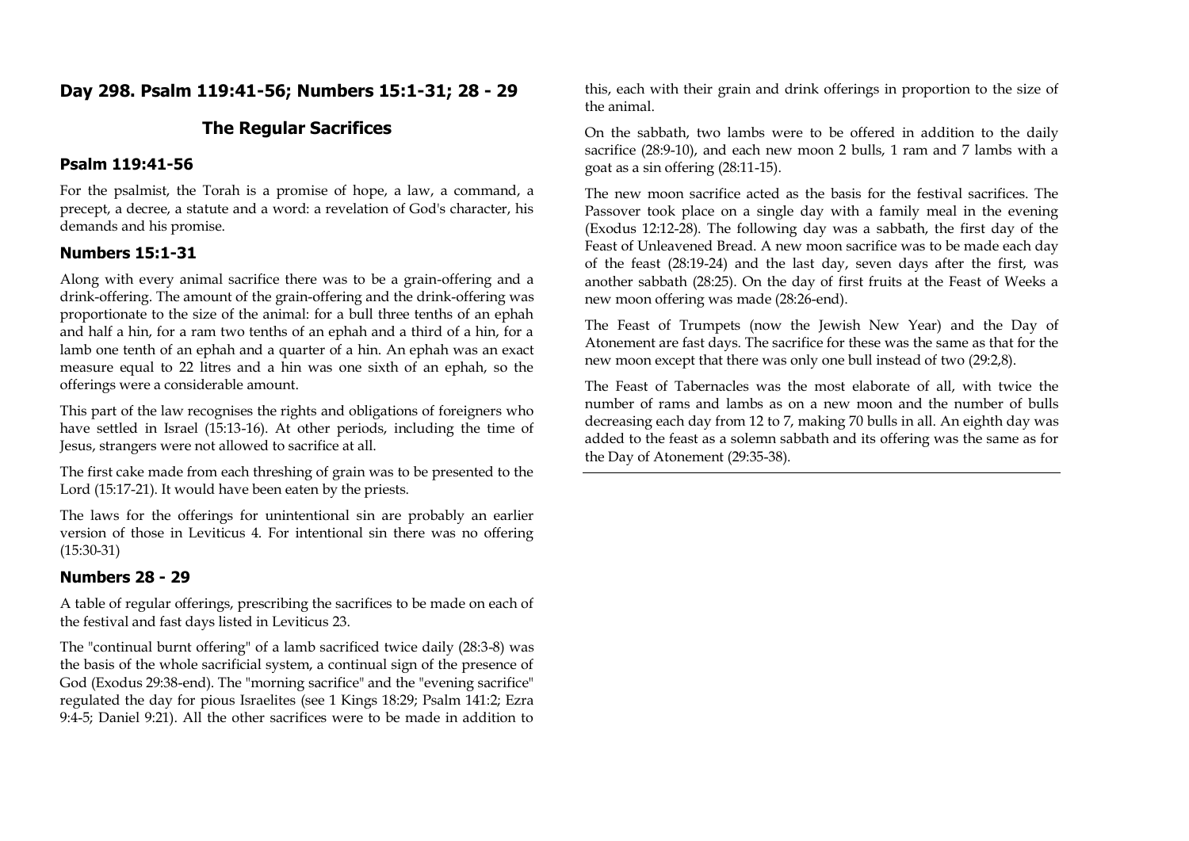## Day 298. Psalm 119:41-56; Numbers 15:1-31; 28 - 29

### The Regular Sacrifices

#### Psalm 119:41-56

For the psalmist, the Torah is a promise of hope, a law, a command, a precept, a decree, a statute and a word: a revelation of God's character, his demands and his promise.

#### Numbers 15:1-31

Along with every animal sacrifice there was to be a grain-offering and a drink-offering. The amount of the grain-offering and the drink-offering was proportionate to the size of the animal: for a bull three tenths of an ephah and half a hin, for a ram two tenths of an ephah and a third of a hin, for a lamb one tenth of an ephah and a quarter of a hin. An ephah was an exact measure equal to 22 litres and a hin was one sixth of an ephah, so the offerings were a considerable amount.

This part of the law recognises the rights and obligations of foreigners who have settled in Israel (15:13-16). At other periods, including the time of Jesus, strangers were not allowed to sacrifice at all.

The first cake made from each threshing of grain was to be presented to the Lord (15:17-21). It would have been eaten by the priests.

The laws for the offerings for unintentional sin are probably an earlier version of those in Leviticus 4. For intentional sin there was no offering (15:30-31)

#### Numbers 28 - 29

A table of regular offerings, prescribing the sacrifices to be made on each of the festival and fast days listed in Leviticus 23.

The "continual burnt offering" of a lamb sacrificed twice daily (28:3-8) was the basis of the whole sacrificial system, a continual sign of the presence of God (Exodus 29:38-end). The "morning sacrifice" and the "evening sacrifice" regulated the day for pious Israelites (see 1 Kings 18:29; Psalm 141:2; Ezra 9:4-5; Daniel 9:21). All the other sacrifices were to be made in addition to this, each with their grain and drink offerings in proportion to the size of the animal.

On the sabbath, two lambs were to be offered in addition to the daily sacrifice (28:9-10), and each new moon 2 bulls, 1 ram and 7 lambs with a goat as a sin offering (28:11-15).

The new moon sacrifice acted as the basis for the festival sacrifices. The Passover took place on a single day with a family meal in the evening (Exodus 12:12-28). The following day was a sabbath, the first day of the Feast of Unleavened Bread. A new moon sacrifice was to be made each day of the feast (28:19-24) and the last day, seven days after the first, was another sabbath (28:25). On the day of first fruits at the Feast of Weeks a new moon offering was made (28:26-end).

The Feast of Trumpets (now the Jewish New Year) and the Day of Atonement are fast days. The sacrifice for these was the same as that for the new moon except that there was only one bull instead of two (29:2,8).

The Feast of Tabernacles was the most elaborate of all, with twice the number of rams and lambs as on a new moon and the number of bulls decreasing each day from 12 to 7, making 70 bulls in all. An eighth day was added to the feast as a solemn sabbath and its offering was the same as for the Day of Atonement (29:35-38).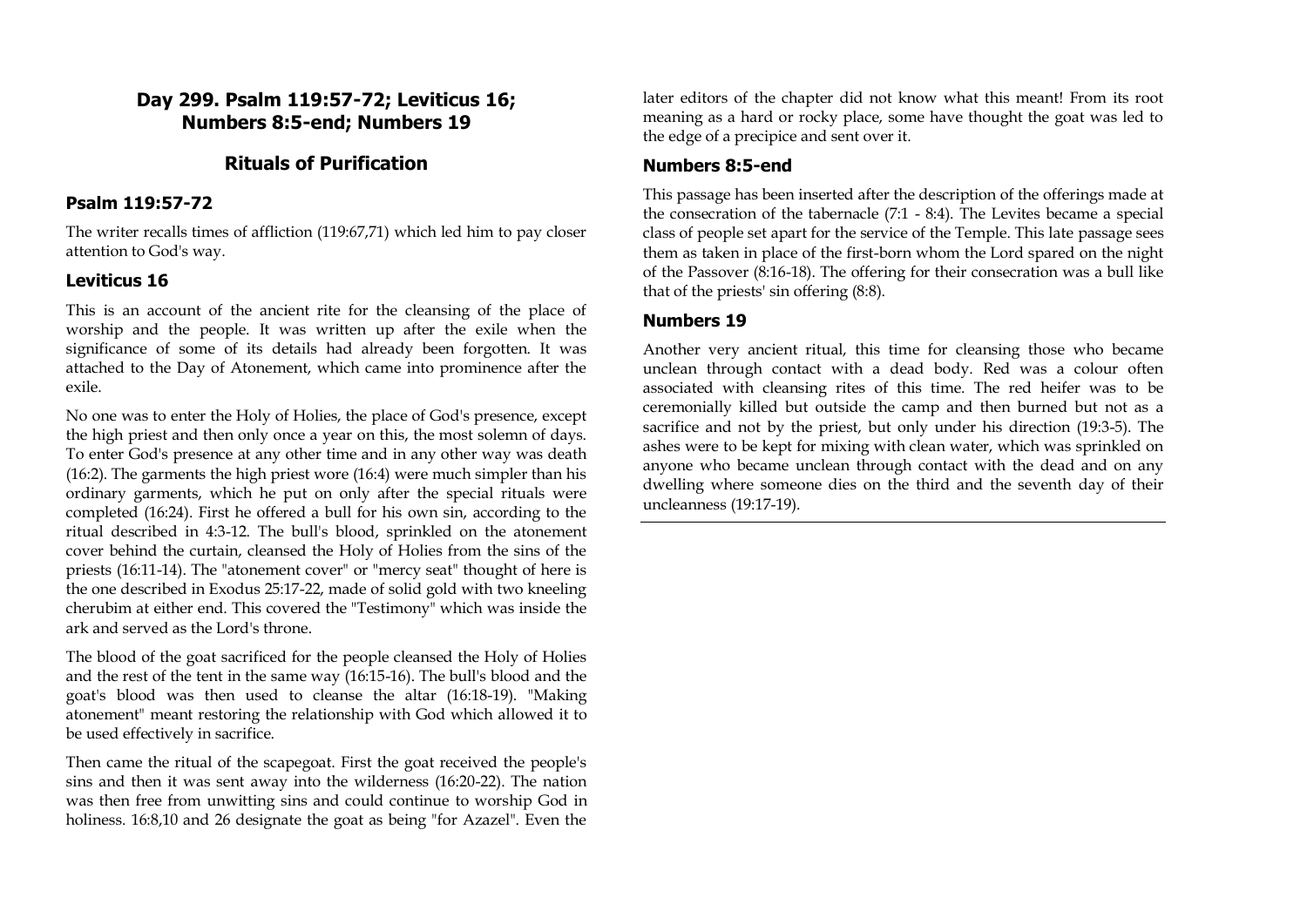## Day 299. Psalm 119:57-72; Leviticus 16; Numbers 8:5-end; Numbers 19

## Rituals of Purification

### Psalm 119:57-72

The writer recalls times of affliction (119:67,71) which led him to pay closer attention to God's way.

### Leviticus 16

This is an account of the ancient rite for the cleansing of the place of worship and the people. It was written up after the exile when the significance of some of its details had already been forgotten. It was attached to the Day of Atonement, which came into prominence after the exile.

No one was to enter the Holy of Holies, the place of God's presence, except the high priest and then only once a year on this, the most solemn of days. To enter God's presence at any other time and in any other way was death (16:2). The garments the high priest wore (16:4) were much simpler than his ordinary garments, which he put on only after the special rituals were completed (16:24). First he offered a bull for his own sin, according to the ritual described in 4:3-12. The bull's blood, sprinkled on the atonement cover behind the curtain, cleansed the Holy of Holies from the sins of the priests (16:11-14). The "atonement cover" or "mercy seat" thought of here is the one described in Exodus 25:17-22, made of solid gold with two kneeling cherubim at either end. This covered the "Testimony" which was inside the ark and served as the Lord's throne.

The blood of the goat sacrificed for the people cleansed the Holy of Holies and the rest of the tent in the same way (16:15-16). The bull's blood and the goat's blood was then used to cleanse the altar (16:18-19). "Making atonement" meant restoring the relationship with God which allowed it to be used effectively in sacrifice.

Then came the ritual of the scapegoat. First the goat received the people's sins and then it was sent away into the wilderness (16:20-22). The nation was then free from unwitting sins and could continue to worship God in holiness. 16:8,10 and 26 designate the goat as being "for Azazel". Even the later editors of the chapter did not know what this meant! From its root meaning as a hard or rocky place, some have thought the goat was led to the edge of a precipice and sent over it.

### Numbers 8:5-end

This passage has been inserted after the description of the offerings made at the consecration of the tabernacle (7:1 - 8:4). The Levites became a special class of people set apart for the service of the Temple. This late passage sees them as taken in place of the first-born whom the Lord spared on the night of the Passover (8:16-18). The offering for their consecration was a bull like that of the priests' sin offering (8:8).

### Numbers 19

Another very ancient ritual, this time for cleansing those who became unclean through contact with a dead body. Red was a colour often associated with cleansing rites of this time. The red heifer was to be ceremonially killed but outside the camp and then burned but not as a sacrifice and not by the priest, but only under his direction (19:3-5). The ashes were to be kept for mixing with clean water, which was sprinkled on anyone who became unclean through contact with the dead and on any dwelling where someone dies on the third and the seventh day of their uncleanness (19:17-19).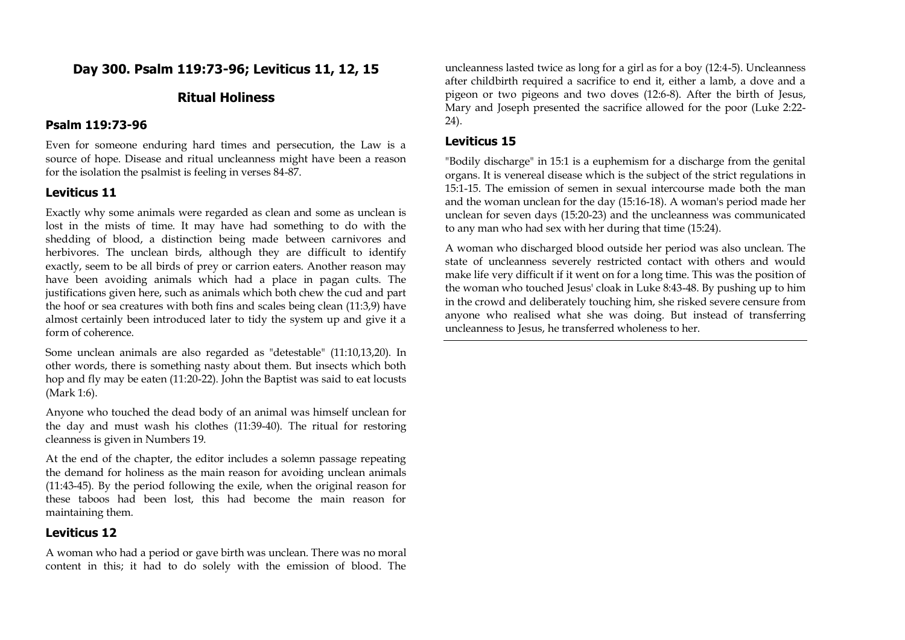## Day 300. Psalm 119:73-96; Leviticus 11, 12, 15

### Ritual Holiness

#### Psalm 119:73-96

Even for someone enduring hard times and persecution, the Law is a source of hope. Disease and ritual uncleanness might have been a reason for the isolation the psalmist is feeling in verses 84-87.

#### Leviticus 11

Exactly why some animals were regarded as clean and some as unclean is lost in the mists of time. It may have had something to do with the shedding of blood, a distinction being made between carnivores and herbivores. The unclean birds, although they are difficult to identify exactly, seem to be all birds of prey or carrion eaters. Another reason may have been avoiding animals which had a place in pagan cults. The justifications given here, such as animals which both chew the cud and part the hoof or sea creatures with both fins and scales being clean (11:3,9) have almost certainly been introduced later to tidy the system up and give it a form of coherence.

Some unclean animals are also regarded as "detestable" (11:10,13,20). In other words, there is something nasty about them. But insects which both hop and fly may be eaten (11:20-22). John the Baptist was said to eat locusts (Mark 1:6).

Anyone who touched the dead body of an animal was himself unclean for the day and must wash his clothes (11:39-40). The ritual for restoring cleanness is given in Numbers 19.

At the end of the chapter, the editor includes a solemn passage repeating the demand for holiness as the main reason for avoiding unclean animals (11:43-45). By the period following the exile, when the original reason for these taboos had been lost, this had become the main reason for maintaining them.

#### Leviticus 12

A woman who had a period or gave birth was unclean. There was no moral content in this; it had to do solely with the emission of blood. The uncleanness lasted twice as long for a girl as for a boy (12:4-5). Uncleanness after childbirth required a sacrifice to end it, either a lamb, a dove and a pigeon or two pigeons and two doves (12:6-8). After the birth of Jesus, Mary and Joseph presented the sacrifice allowed for the poor (Luke 2:22-24).

#### Leviticus 15

"Bodily discharge" in 15:1 is a euphemism for a discharge from the genital organs. It is venereal disease which is the subject of the strict regulations in 15:1-15. The emission of semen in sexual intercourse made both the man and the woman unclean for the day (15:16-18). A woman's period made her unclean for seven days (15:20-23) and the uncleanness was communicated to any man who had sex with her during that time (15:24).

A woman who discharged blood outside her period was also unclean. The state of uncleanness severely restricted contact with others and would make life very difficult if it went on for a long time. This was the position of the woman who touched Jesus' cloak in Luke 8:43-48. By pushing up to him in the crowd and deliberately touching him, she risked severe censure from anyone who realised what she was doing. But instead of transferring uncleanness to Jesus, he transferred wholeness to her.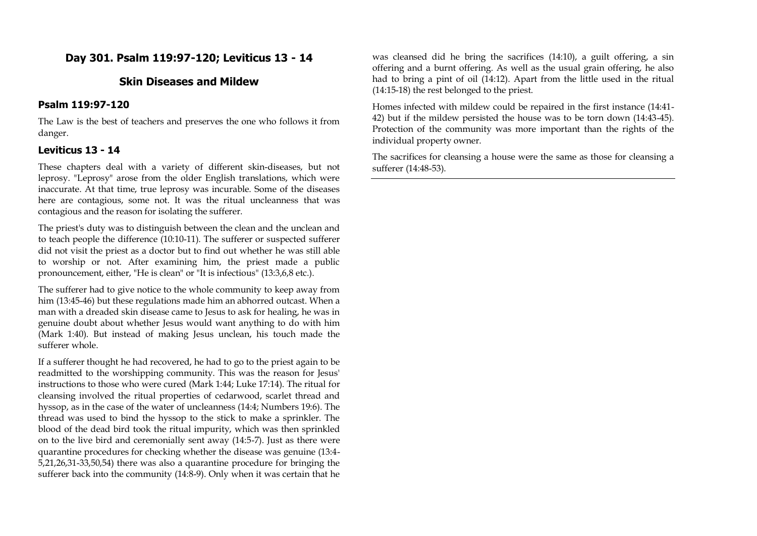## Day 301. Psalm 119:97-120; Leviticus 13 - 14

## Skin Diseases and Mildew

### Psalm 119:97-120

The Law is the best of teachers and preserves the one who follows it from danger.

### Leviticus 13 - 14

These chapters deal with a variety of different skin-diseases, but not leprosy. "Leprosy" arose from the older English translations, which were inaccurate. At that time, true leprosy was incurable. Some of the diseases here are contagious, some not. It was the ritual uncleanness that was contagious and the reason for isolating the sufferer.

The priest's duty was to distinguish between the clean and the unclean and to teach people the difference (10:10-11). The sufferer or suspected sufferer did not visit the priest as a doctor but to find out whether he was still able to worship or not. After examining him, the priest made a public pronouncement, either, "He is clean" or "It is infectious" (13:3,6,8 etc.).

The sufferer had to give notice to the whole community to keep away from him (13:45-46) but these regulations made him an abhorred outcast. When a man with a dreaded skin disease came to Jesus to ask for healing, he was in genuine doubt about whether Jesus would want anything to do with him (Mark 1:40). But instead of making Jesus unclean, his touch made the sufferer whole.

If a sufferer thought he had recovered, he had to go to the priest again to be readmitted to the worshipping community. This was the reason for Jesus' instructions to those who were cured (Mark 1:44; Luke 17:14). The ritual for cleansing involved the ritual properties of cedarwood, scarlet thread and hyssop, as in the case of the water of uncleanness (14:4; Numbers 19:6). The thread was used to bind the hyssop to the stick to make a sprinkler. The blood of the dead bird took the ritual impurity, which was then sprinkled on to the live bird and ceremonially sent away (14:5-7). Just as there were quarantine procedures for checking whether the disease was genuine (13:4-5,21,26,31-33,50,54) there was also a quarantine procedure for bringing the sufferer back into the community (14:8-9). Only when it was certain that he was cleansed did he bring the sacrifices (14:10), a guilt offering, a sin offering and a burnt offering. As well as the usual grain offering, he also had to bring a pint of oil (14:12). Apart from the little used in the ritual (14:15-18) the rest belonged to the priest.

Homes infected with mildew could be repaired in the first instance (14:41-42) but if the mildew persisted the house was to be torn down (14:43-45). Protection of the community was more important than the rights of the individual property owner.

The sacrifices for cleansing a house were the same as those for cleansing a sufferer (14:48-53).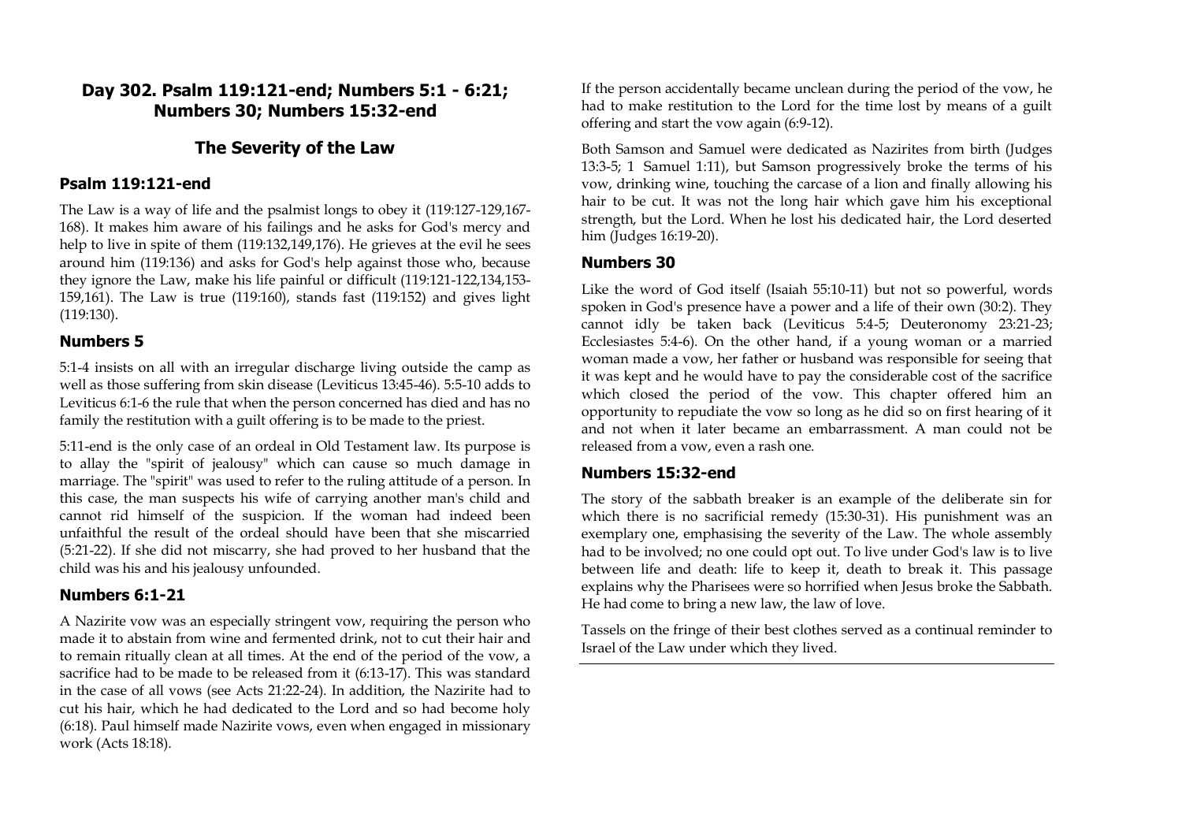## Day 302. Psalm 119:121-end; Numbers 5:1 - 6:21; Numbers 30; Numbers 15:32-end

## The Severity of the Law

### Psalm 119:121-end

The Law is a way of life and the psalmist longs to obey it (119:127-129,167-168). It makes him aware of his failings and he asks for God's mercy and help to live in spite of them (119:132,149,176). He grieves at the evil he sees around him (119:136) and asks for God's help against those who, because they ignore the Law, make his life painful or difficult (119:121-122,134,153-159,161). The Law is true (119:160), stands fast (119:152) and gives light (119:130).

### Numbers 5

5:1-4 insists on all with an irregular discharge living outside the camp as well as those suffering from skin disease (Leviticus 13:45-46). 5:5-10 adds to Leviticus 6:1-6 the rule that when the person concerned has died and has no family the restitution with a guilt offering is to be made to the priest.

5:11-end is the only case of an ordeal in Old Testament law. Its purpose is to allay the "spirit of jealousy" which can cause so much damage in marriage. The "spirit" was used to refer to the ruling attitude of a person. In this case, the man suspects his wife of carrying another man's child and cannot rid himself of the suspicion. If the woman had indeed been unfaithful the result of the ordeal should have been that she miscarried (5:21-22). If she did not miscarry, she had proved to her husband that the child was his and his jealousy unfounded.

### Numbers 6:1-21

A Nazirite vow was an especially stringent vow, requiring the person who made it to abstain from wine and fermented drink, not to cut their hair and to remain ritually clean at all times. At the end of the period of the vow, a sacrifice had to be made to be released from it (6:13-17). This was standard in the case of all vows (see Acts 21:22-24). In addition, the Nazirite had to cut his hair, which he had dedicated to the Lord and so had become holy (6:18). Paul himself made Nazirite vows, even when engaged in missionary work (Acts 18:18).

If the person accidentally became unclean during the period of the vow, he had to make restitution to the Lord for the time lost by means of a guilt offering and start the vow again (6:9-12).

Both Samson and Samuel were dedicated as Nazirites from birth (Judges 13:3-5; 1 Samuel 1:11), but Samson progressively broke the terms of his vow, drinking wine, touching the carcase of a lion and finally allowing his hair to be cut. It was not the long hair which gave him his exceptional strength, but the Lord. When he lost his dedicated hair, the Lord deserted him (Judges 16:19-20).

### Numbers 30

Like the word of God itself (Isaiah 55:10-11) but not so powerful, words spoken in God's presence have a power and a life of their own (30:2). They cannot idly be taken back (Leviticus 5:4-5; Deuteronomy 23:21-23; Ecclesiastes 5:4-6). On the other hand, if a young woman or a married woman made a vow, her father or husband was responsible for seeing that it was kept and he would have to pay the considerable cost of the sacrifice which closed the period of the vow. This chapter offered him an opportunity to repudiate the vow so long as he did so on first hearing of it and not when it later became an embarrassment. A man could not be released from a vow, even a rash one.

### Numbers 15:32-end

The story of the sabbath breaker is an example of the deliberate sin for which there is no sacrificial remedy (15:30-31). His punishment was an exemplary one, emphasising the severity of the Law. The whole assembly had to be involved; no one could opt out. To live under God's law is to live between life and death: life to keep it, death to break it. This passage explains why the Pharisees were so horrified when Jesus broke the Sabbath. He had come to bring a new law, the law of love.

Tassels on the fringe of their best clothes served as a continual reminder to Israel of the Law under which they lived.